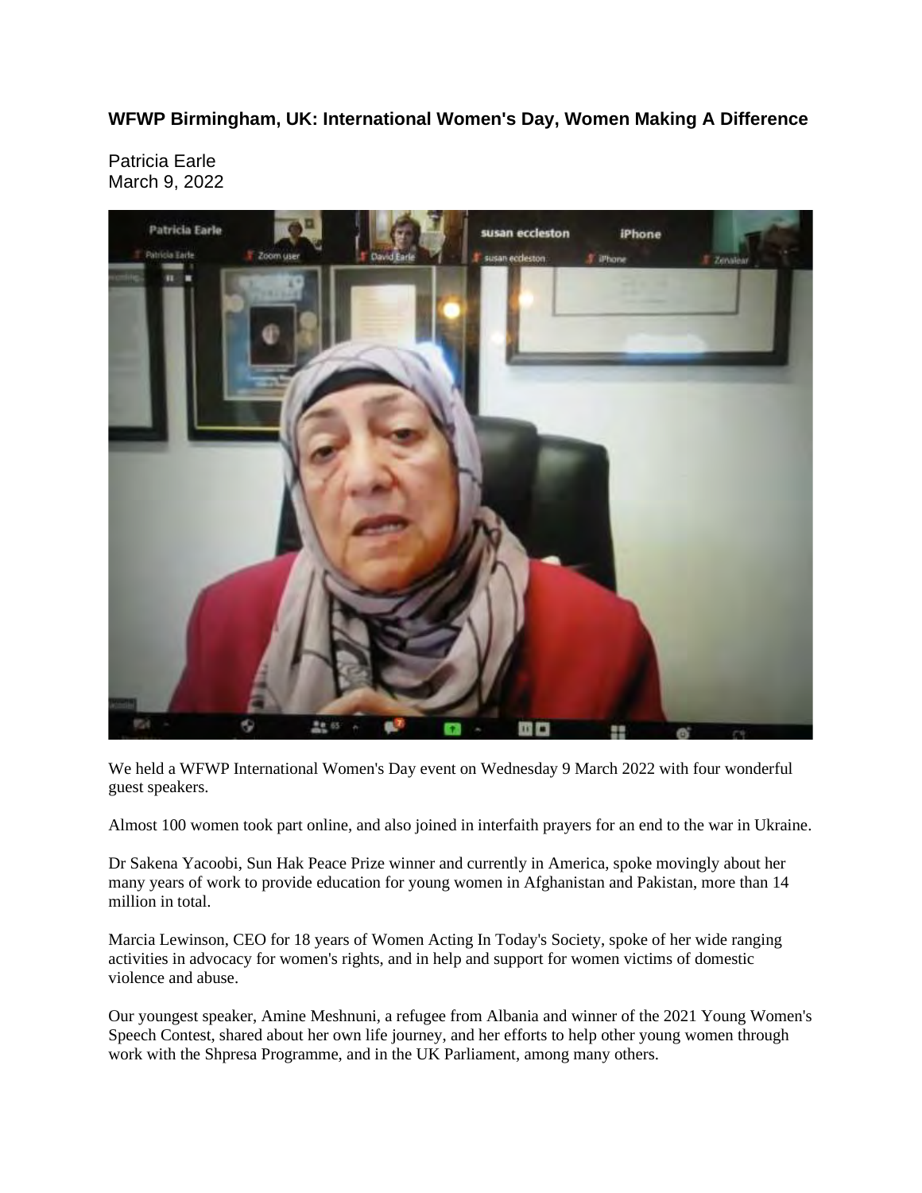**WFWP Birmingham, UK: International Women's Day, Women Making A Difference**

Patricia Earle
March 9, 2022

We held a WFWP International Women's Day event on Wednesday 9 March 2022 with four wonderful guest speakers.

Almost 100 women took part online, and also joined in interfaith prayers for an end to the war in Ukraine.

Dr Sakena Yacoobi, Sun Hak Peace Prize winner and currently in America, spoke movingly about her many years of work to provide education for young women in Afghanistan and Pakistan, more than 14 million in total.

Marcia Lewinson, CEO for 18 years of Women Acting In Today's Society, spoke of her wide ranging activities in advocacy for women's rights, and in help and support for women victims of domestic violence and abuse.

Our youngest speaker, Amine Meshnuni, a refugee from Albania and winner of the 2021 Young Women's Speech Contest, shared about her own life journey, and her efforts to help other young women through work with the Shpresa Programme, and in the UK Parliament, among many others.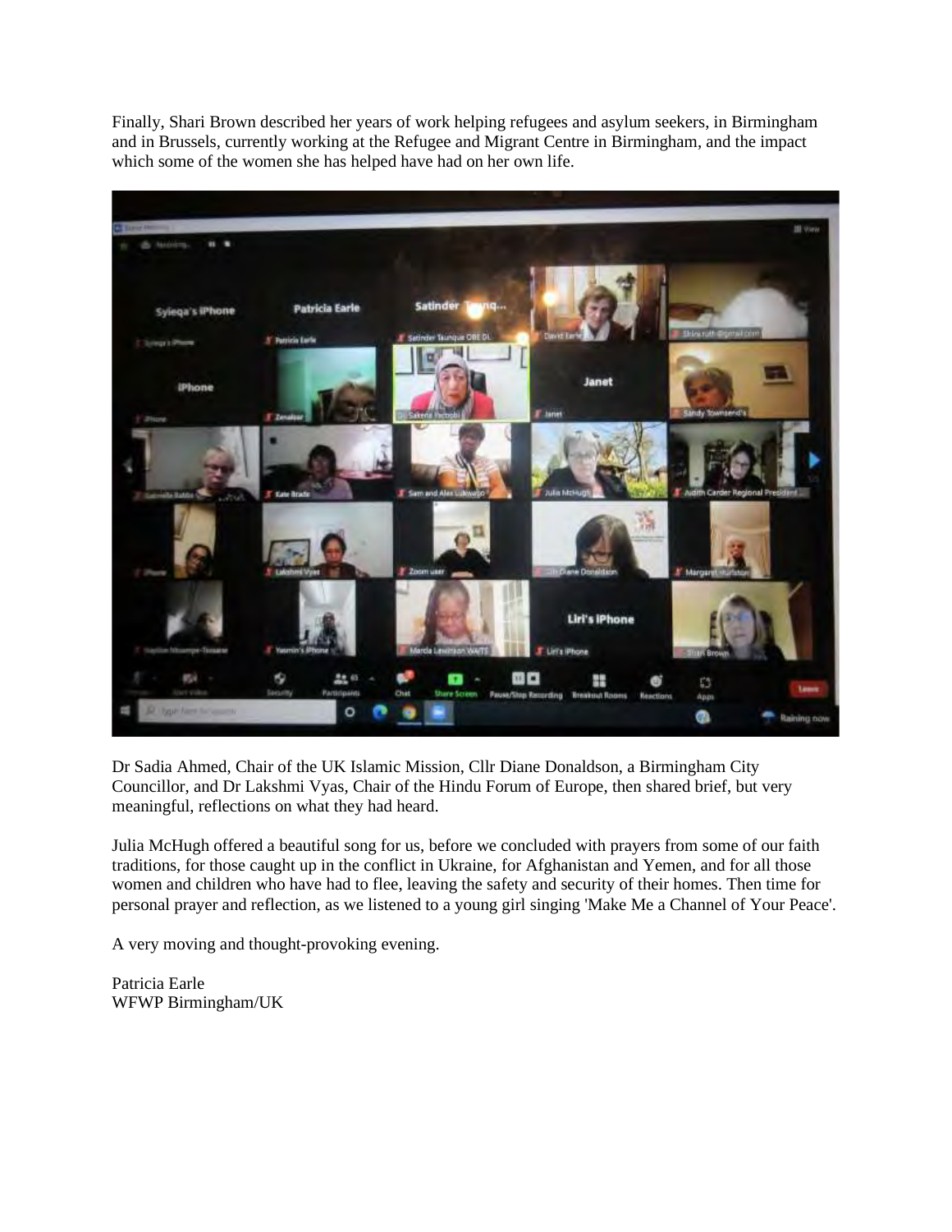Finally, Shari Brown described her years of work helping refugees and asylum seekers, in Birmingham and in Brussels, currently working at the Refugee and Migrant Centre in Birmingham, and the impact which some of the women she has helped have had on her own life.

Dr Sadia Ahmed, Chair of the UK Islamic Mission, Cllr Diane Donaldson, a Birmingham City Councillor, and Dr Lakshmi Vyas, Chair of the Hindu Forum of Europe, then shared brief, but very meaningful, reflections on what they had heard.

Julia McHugh offered a beautiful song for us, before we concluded with prayers from some of our faith traditions, for those caught up in the conflict in Ukraine, for Afghanistan and Yemen, and for all those women and children who have had to flee, leaving the safety and security of their homes. Then time for personal prayer and reflection, as we listened to a young girl singing 'Make Me a Channel of Your Peace'.

A very moving and thought-provoking evening.

Patricia Earle
WFWP Birmingham/UK